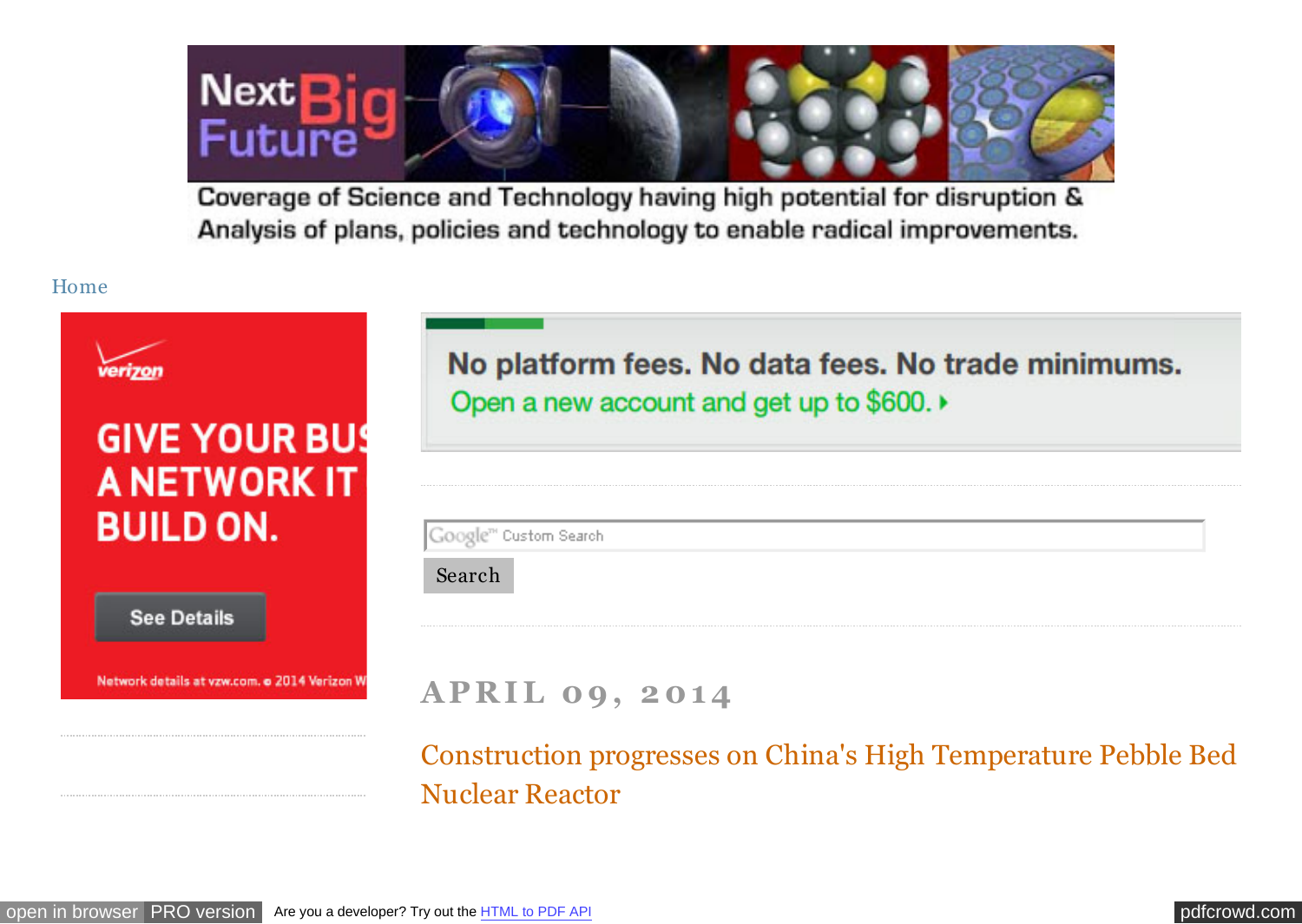Coverage of Science and Technology having high potential for disruption & Analysis of plans, policies and technology to enable radical improvements.

Home

APRIL 09, 2014

## Construction progresses on China's High Temperature Pebble Bed Nuclear Reactor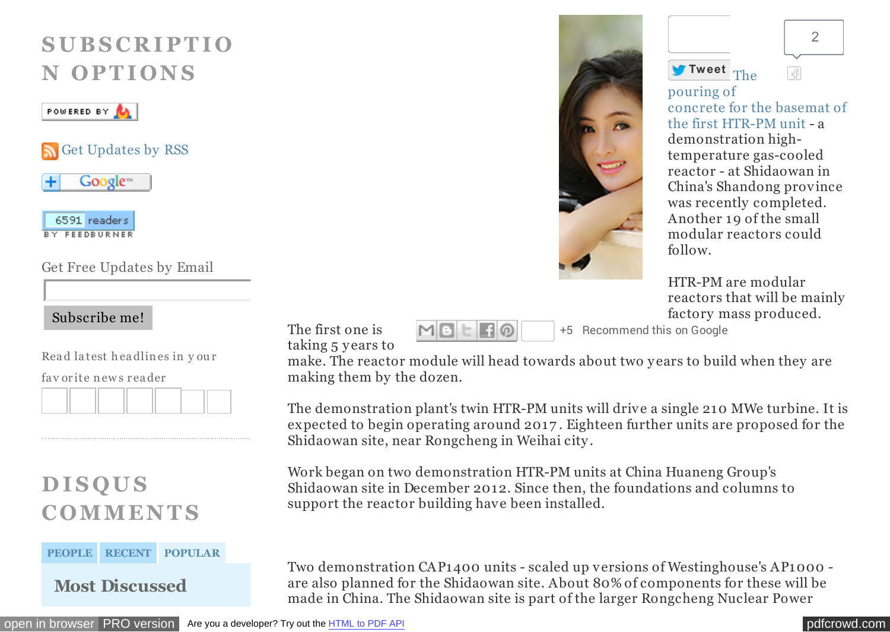## SUBSCRIPTION OPTIONS

Get Updates by RSS

6591 readers BY FEEDBURNER

Get Free Updates by Email

Subscribe me!

Read latest headlines in your favorite news reader

## DISQUS COMMENTS

PEOPLE RECENT POPULAR

**Most Discussed**

Tweet 2

The pouring of concrete for the basemat of the first HTR-PM unit - a demonstration high-temperature gas-cooled reactor - at Shidaowan in China's Shandong province was recently completed. Another 19 of the small modular reactors could follow.

HTR-PM are modular reactors that will be mainly factory mass produced.

+5 Recommend this on Google

The first one is taking 5 years to make. The reactor module will head towards about two years to build when they are making them by the dozen.

The demonstration plant's twin HTR-PM units will drive a single 210 MWe turbine. It is expected to begin operating around 2017. Eighteen further units are proposed for the Shidaowan site, near Rongcheng in Weihai city.

Work began on two demonstration HTR-PM units at China Huaneng Group's Shidaowan site in December 2012. Since then, the foundations and columns to support the reactor building have been installed.

Two demonstration CAP1400 units - scaled up versions of Westinghouse's AP1000 - are also planned for the Shidaowan site. About 80% of components for these will be made in China. The Shidaowan site is part of the larger Rongcheng Nuclear Power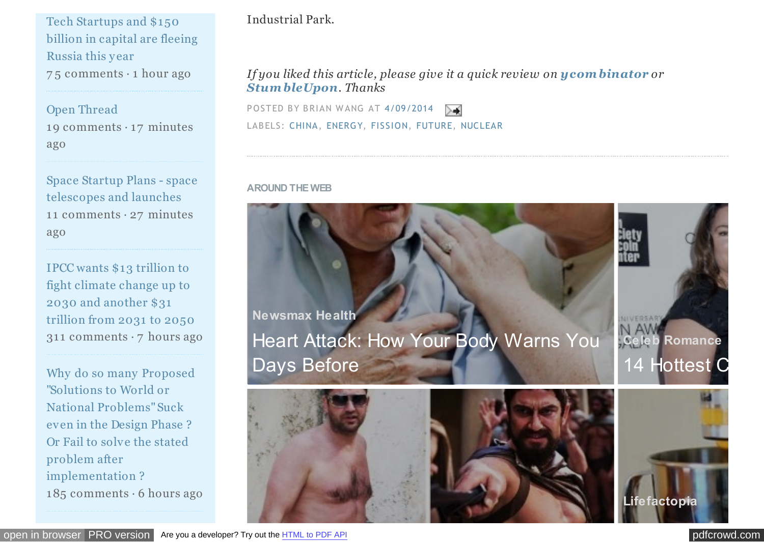Industrial Park.

*If you liked this article, please give it a quick review on **ycombinator** or **StumbleUpon**. Thanks*

POSTED BY BRIAN WANG AT 4/09/2014

LABELS: CHINA, ENERGY, FISSION, FUTURE, NUCLEAR

AROUND THE WEB

Newsmax Health

Heart Attack: How Your Body Warns You Days Before

Celeb Romance

14 Hottest C

Lifefactopia

Tech Startups and $150 billion in capital are fleeing Russia this year
75 comments · 1 hour ago

Open Thread
19 comments · 17 minutes ago

Space Startup Plans - space telescopes and launches
11 comments · 27 minutes ago

IPCC wants $13 trillion to fight climate change up to 2030 and another $31 trillion from 2031 to 2050
311 comments · 7 hours ago

Why do so many Proposed "Solutions to World or National Problems" Suck even in the Design Phase ? Or Fail to solve the stated problem after implementation ?
185 comments · 6 hours ago